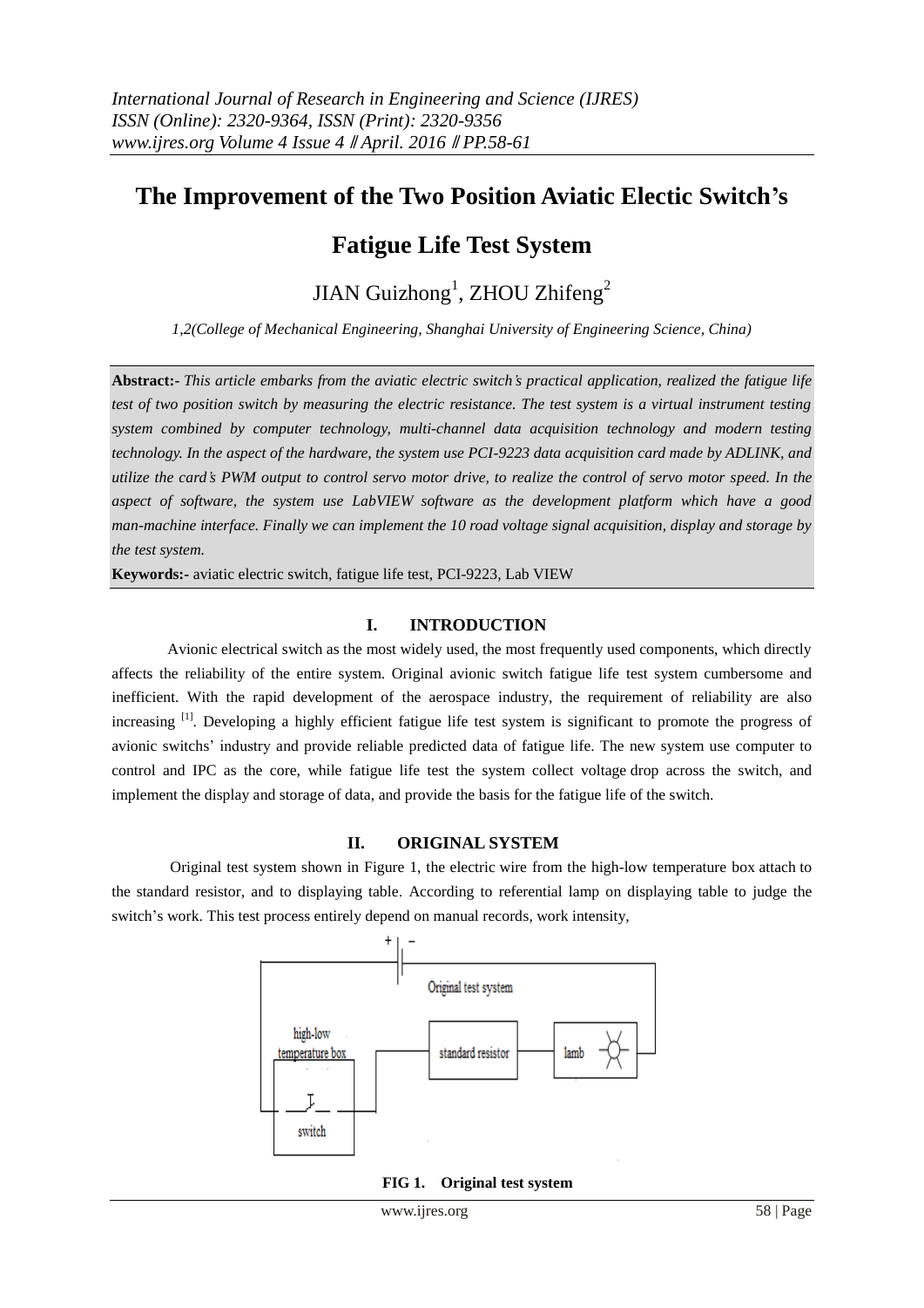# The Improvement of the Two Position Aviatic Electic Switch's Fatigue Life Test System

JIAN Guizhong[1], ZHOU Zhifeng[2]

*1,2(College of Mechanical Engineering, Shanghai University of Engineering Science, China)*

**Abstract:-** *This article embarks from the aviatic electric switch's practical application, realized the fatigue life test of two position switch by measuring the electric resistance. The test system is a virtual instrument testing system combined by computer technology, multi-channel data acquisition technology and modern testing technology. In the aspect of the hardware, the system use PCI-9223 data acquisition card made by ADLINK, and utilize the card's PWM output to control servo motor drive, to realize the control of servo motor speed. In the aspect of software, the system use LabVIEW software as the development platform which have a good man-machine interface. Finally we can implement the 10 road voltage signal acquisition, display and storage by the test system.*

**Keywords:-** aviatic electric switch, fatigue life test, PCI-9223, Lab VIEW

## I. INTRODUCTION

Avionic electrical switch as the most widely used, the most frequently used components, which directly affects the reliability of the entire system. Original avionic switch fatigue life test system cumbersome and inefficient. With the rapid development of the aerospace industry, the requirement of reliability are also increasing [1]. Developing a highly efficient fatigue life test system is significant to promote the progress of avionic switchs' industry and provide reliable predicted data of fatigue life. The new system use computer to control and IPC as the core, while fatigue life test the system collect voltage drop across the switch, and implement the display and storage of data, and provide the basis for the fatigue life of the switch.

## II. ORIGINAL SYSTEM

Original test system shown in Figure 1, the electric wire from the high-low temperature box attach to the standard resistor, and to displaying table. According to referential lamp on displaying table to judge the switch's work. This test process entirely depend on manual records, work intensity,

+ −

Original test system

high-low temperature box

standard resistor

lamb

switch

**FIG 1. Original test system**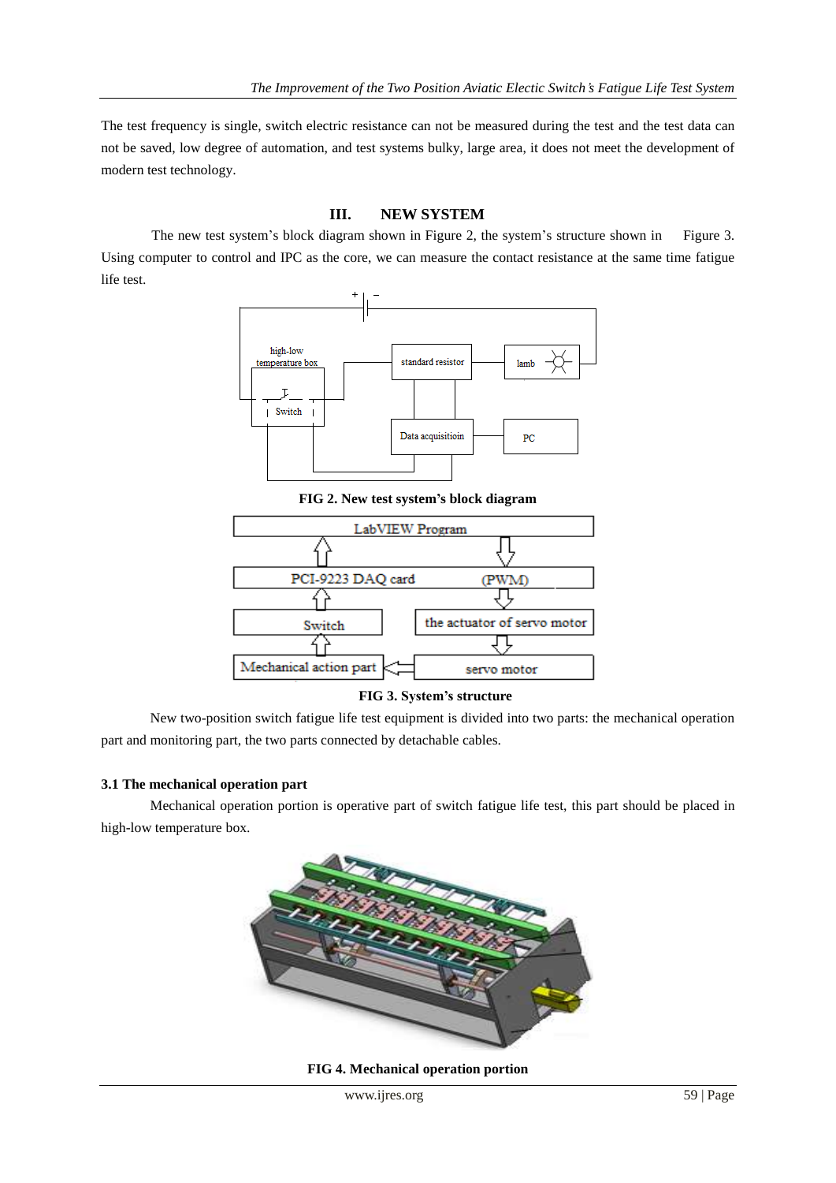The test frequency is single, switch electric resistance can not be measured during the test and the test data can not be saved, low degree of automation, and test systems bulky, large area, it does not meet the development of modern test technology.

## III. NEW SYSTEM

The new test system's block diagram shown in Figure 2, the system's structure shown in Figure 3. Using computer to control and IPC as the core, we can measure the contact resistance at the same time fatigue life test.

**FIG 2. New test system's block diagram**

**FIG 3. System's structure**

New two-position switch fatigue life test equipment is divided into two parts: the mechanical operation part and monitoring part, the two parts connected by detachable cables.

### 3.1 The mechanical operation part

Mechanical operation portion is operative part of switch fatigue life test, this part should be placed in high-low temperature box.

**FIG 4. Mechanical operation portion**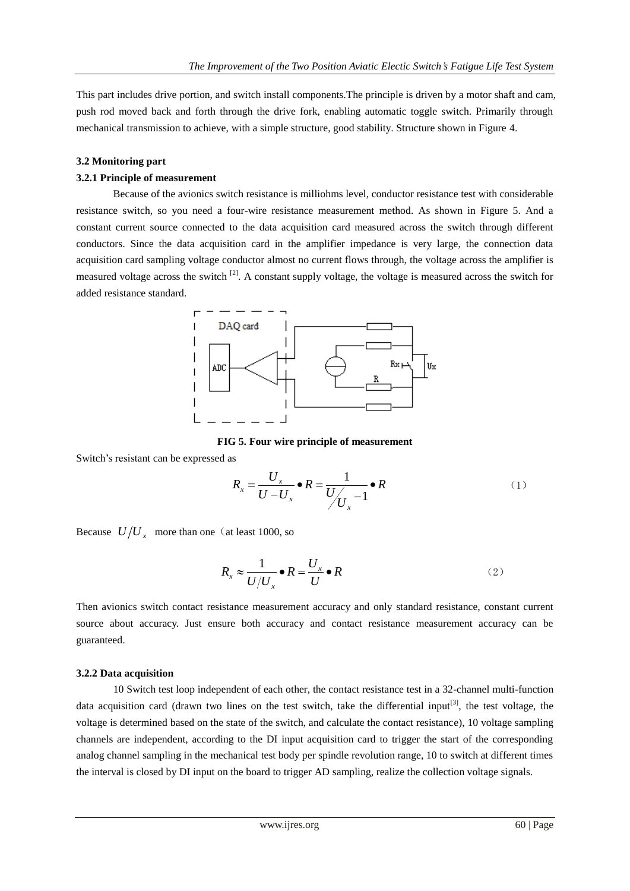This part includes drive portion, and switch install components.The principle is driven by a motor shaft and cam, push rod moved back and forth through the drive fork, enabling automatic toggle switch. Primarily through mechanical transmission to achieve, with a simple structure, good stability. Structure shown in Figure 4.

### 3.2 Monitoring part

#### 3.2.1 Principle of measurement

Because of the avionics switch resistance is milliohms level, conductor resistance test with considerable resistance switch, so you need a four-wire resistance measurement method. As shown in Figure 5. And a constant current source connected to the data acquisition card measured across the switch through different conductors. Since the data acquisition card in the amplifier impedance is very large, the connection data acquisition card sampling voltage conductor almost no current flows through, the voltage across the amplifier is measured voltage across the switch [2]. A constant supply voltage, the voltage is measured across the switch for added resistance standard.

DAQ card

ADC

Rx

Ux

R

**FIG 5. Four wire principle of measurement**

Switch's resistant can be expressed as

$$R_x = \frac{U_x}{U - U_x} \bullet R = \frac{1}{U/U_x - 1} \bullet R \qquad (1)$$

Because $U/U_x$ more than one（at least 1000, so

$$R_x \approx \frac{1}{U/U_x} \bullet R = \frac{U_x}{U} \bullet R \qquad (2)$$

Then avionics switch contact resistance measurement accuracy and only standard resistance, constant current source about accuracy. Just ensure both accuracy and contact resistance measurement accuracy can be guaranteed.

#### 3.2.2 Data acquisition

10 Switch test loop independent of each other, the contact resistance test in a 32-channel multi-function data acquisition card (drawn two lines on the test switch, take the differential input[3], the test voltage, the voltage is determined based on the state of the switch, and calculate the contact resistance), 10 voltage sampling channels are independent, according to the DI input acquisition card to trigger the start of the corresponding analog channel sampling in the mechanical test body per spindle revolution range, 10 to switch at different times the interval is closed by DI input on the board to trigger AD sampling, realize the collection voltage signals.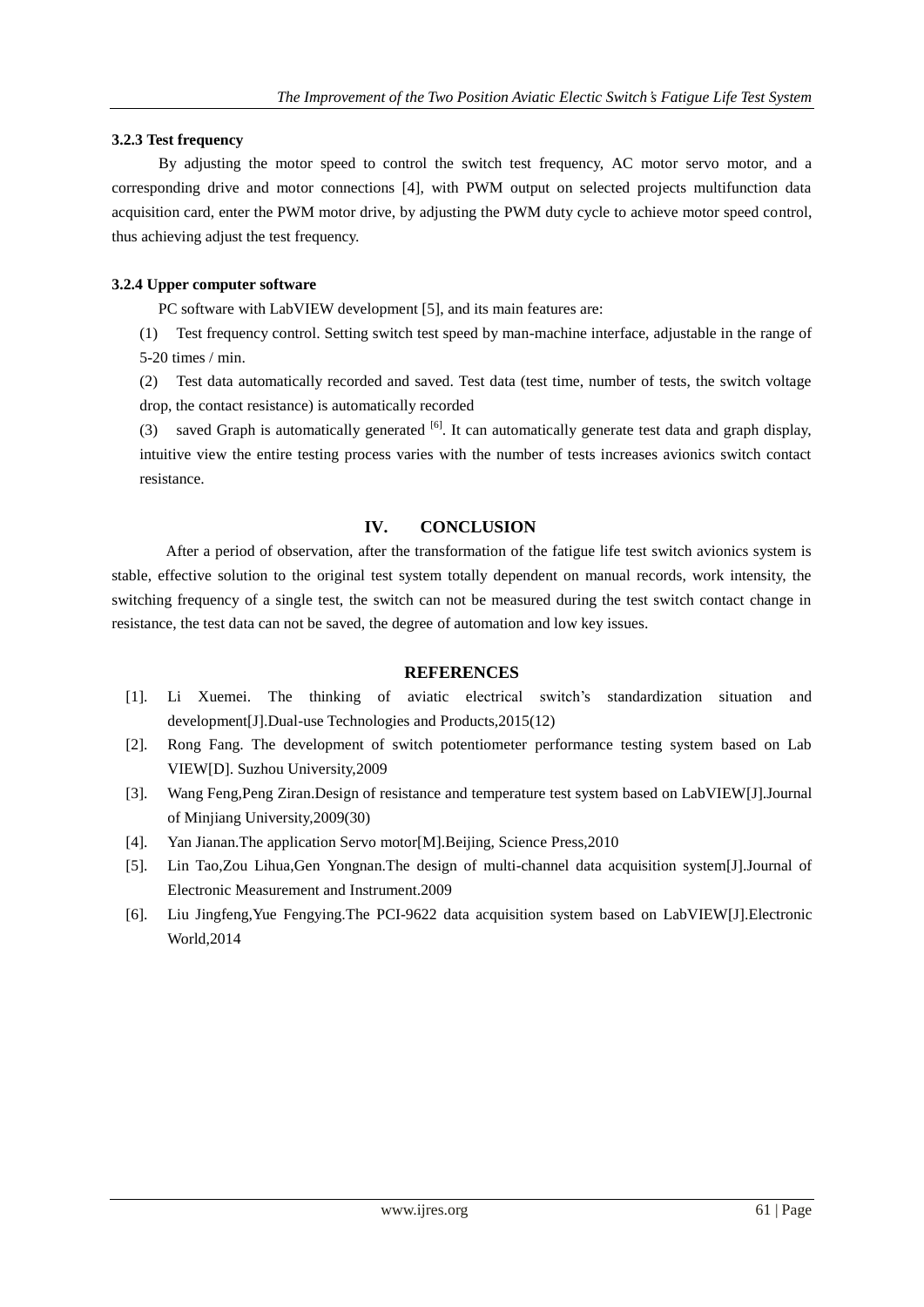### 3.2.3 Test frequency

By adjusting the motor speed to control the switch test frequency, AC motor servo motor, and a corresponding drive and motor connections [4], with PWM output on selected projects multifunction data acquisition card, enter the PWM motor drive, by adjusting the PWM duty cycle to achieve motor speed control, thus achieving adjust the test frequency.

### 3.2.4 Upper computer software

PC software with LabVIEW development [5], and its main features are:

(1) Test frequency control. Setting switch test speed by man-machine interface, adjustable in the range of 5-20 times / min.

(2) Test data automatically recorded and saved. Test data (test time, number of tests, the switch voltage drop, the contact resistance) is automatically recorded

(3) saved Graph is automatically generated [6]. It can automatically generate test data and graph display, intuitive view the entire testing process varies with the number of tests increases avionics switch contact resistance.

## IV. CONCLUSION

After a period of observation, after the transformation of the fatigue life test switch avionics system is stable, effective solution to the original test system totally dependent on manual records, work intensity, the switching frequency of a single test, the switch can not be measured during the test switch contact change in resistance, the test data can not be saved, the degree of automation and low key issues.

## REFERENCES

[1]. Li Xuemei. The thinking of aviatic electrical switch's standardization situation and development[J].Dual-use Technologies and Products,2015(12)

[2]. Rong Fang. The development of switch potentiometer performance testing system based on Lab VIEW[D]. Suzhou University,2009

[3]. Wang Feng,Peng Ziran.Design of resistance and temperature test system based on LabVIEW[J].Journal of Minjiang University,2009(30)

[4]. Yan Jianan.The application Servo motor[M].Beijing, Science Press,2010

[5]. Lin Tao,Zou Lihua,Gen Yongnan.The design of multi-channel data acquisition system[J].Journal of Electronic Measurement and Instrument.2009

[6]. Liu Jingfeng,Yue Fengying.The PCI-9622 data acquisition system based on LabVIEW[J].Electronic World,2014